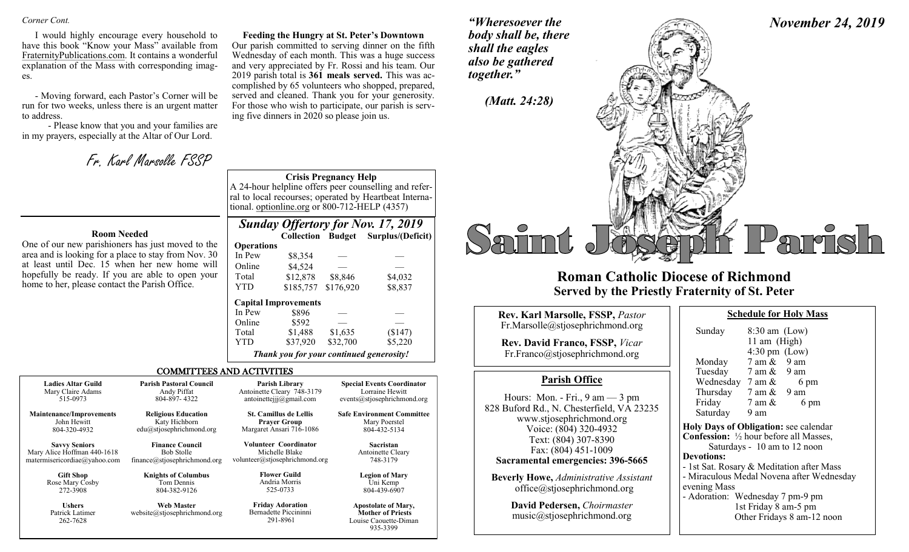*Corner Cont.*

I would highly encourage every household to have this book "Know your Mass" available from FraternityPublications.com. It contains a wonderful explanation of the Mass with corresponding images.

- Moving forward, each Pastor's Corner will be run for two weeks, unless there is an urgent matter to address.

- Please know that you and your families are in my prayers, especially at the Altar of Our Lord.

Fr. Karl Marsolle FSSP

**Feeding the Hungry at St. Peter's Downtown**

Our parish committed to serving dinner on the fifth Wednesday of each month. This was a huge success and very appreciated by Fr. Rossi and his team. Our 2019 parish total is **361 meals served.** This was accomplished by 65 volunteers who shopped, prepared, served and cleaned. Thank you for your generosity. For those who wish to participate, our parish is serving five dinners in 2020 so please join us.

**Crisis Pregnancy Help**

A 24-hour helpline offers peer counselling and referral to local recourses; operated by Heartbeat International. optionline.org or 800-712-HELP (4357)

**Room Needed**

One of our new parishioners has just moved to the area and is looking for a place to stay from Nov. 30 at least until Dec. 15 when her new home will hopefully be ready. If you are able to open your home to her, please contact the Parish Office.

## *Sunday Offertory for Nov. 17, 2019*

| | Collection | Budget | Surplus/(Deficit) |
|---|---|---|---|
| **Operations** | | | |
| In Pew | \$8,354 | — | — |
| Online | \$4,524 | — | — |
| Total | \$12,878 | \$8,846 | \$4,032 |
| YTD | \$185,757 | \$176,920 | \$8,837 |
| **Capital Improvements** | | | |
| In Pew | \$896 | — | — |
| Online | \$592 | — | — |
| Total | \$1,488 | \$1,635 | (\$147) |
| YTD | \$37,920 | \$32,700 | \$5,220 |

***Thank you for your continued generosity!***

## COMMITTEES AND ACTIVITIES

| | | | |
|---|---|---|---|
| **Ladies Altar Guild**<br>Mary Claire Adams<br>515-0973 | **Parish Pastoral Council**<br>Andy Piffat<br>804-897- 4322 | **Parish Library**<br>Antoinette Cleary 748-3179<br>antoinettejjj@gmail.com | **Special Events Coordinator**<br>Lorraine Hewitt<br>events@stjosephrichmond.org |
| **Maintenance/Improvements**<br>John Hewitt<br>804-320-4932 | **Religious Education**<br>Katy Hichborn<br>edu@stjosephrichmond.org | **St. Camillus de Lellis Prayer Group**<br>Margaret Ansari 716-1086 | **Safe Environment Committee**<br>Mary Poerstel<br>804-432-5134 |
| **Savvy Seniors**<br>Mary Alice Hoffman 440-1618<br>matermisericordiae@yahoo.com | **Finance Council**<br>Bob Stolle<br>finance@stjosephrichmond.org | **Volunteer Coordinator**<br>Michelle Blake<br>volunteer@stjosephrichmond.org | **Sacristan**<br>Antoinette Cleary<br>748-3179 |
| **Gift Shop**<br>Rose Mary Cosby<br>272-3908 | **Knights of Columbus**<br>Tom Dennis<br>804-382-9126 | **Flower Guild**<br>Andria Morris<br>525-0733 | **Legion of Mary**<br>Uni Kemp<br>804-439-6907 |
| **Ushers**<br>Patrick Latimer<br>262-7628 | **Web Master**<br>website@stjosephrichmond.org | **Friday Adoration**<br>Bernadette Piccininni<br>291-8961 | **Apostolate of Mary, Mother of Priests**<br>Louise Caouette-Diman<br>935-3399 |

*"Wheresoever the body shall be, there shall the eagles also be gathered together."*

*(Matt. 24:28)*

*November 24, 2019*

# Saint Joseph Parish

## Roman Catholic Diocese of Richmond
### Served by the Priestly Fraternity of St. Peter

**Rev. Karl Marsolle, FSSP,** *Pastor*
Fr.Marsolle@stjosephrichmond.org

**Rev. David Franco, FSSP,** *Vicar*
Fr.Franco@stjosephrichmond.org

### Parish Office

Hours: Mon. - Fri., 9 am — 3 pm
828 Buford Rd., N. Chesterfield, VA 23235
www.stjosephrichmond.org
Voice: (804) 320-4932
Text: (804) 307-8390
Fax: (804) 451-1009
**Sacramental emergencies: 396-5665**

**Beverly Howe,** *Administrative Assistant*
office@stjosephrichmond.org

**David Pedersen,** *Choirmaster*
music@stjosephrichmond.org

### Schedule for Holy Mass

| | |
|---|---|
| Sunday | 8:30 am (Low)<br>11 am (High)<br>4:30 pm (Low) |
| Monday | 7 am & 9 am |
| Tuesday | 7 am & 9 am |
| Wednesday | 7 am & 6 pm |
| Thursday | 7 am & 9 am |
| Friday | 7 am & 6 pm |
| Saturday | 9 am |

**Holy Days of Obligation:** see calendar
**Confession:** ½ hour before all Masses, Saturdays - 10 am to 12 noon
**Devotions:**
- 1st Sat. Rosary & Meditation after Mass
- Miraculous Medal Novena after Wednesday evening Mass
- Adoration: Wednesday 7 pm-9 pm
  1st Friday 8 am-5 pm
  Other Fridays 8 am-12 noon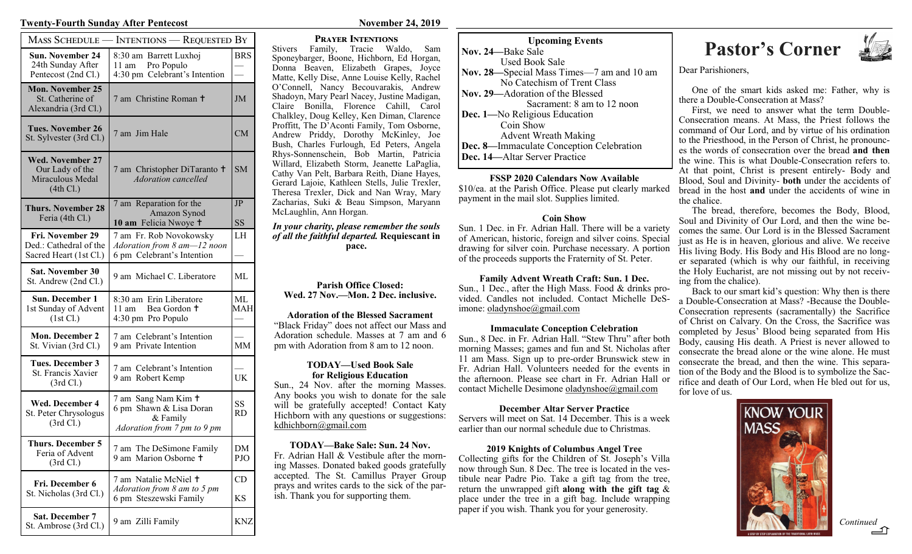**Twenty-Fourth Sunday After Pentecost** **November 24, 2019**

| MASS SCHEDULE — INTENTIONS — REQUESTED BY | | |
|---|---|---|
| **Sun. November 24** 24th Sunday After Pentecost (2nd Cl.) | 8:30 am Barrett Luxhoj<br>11 am Pro Populo<br>4:30 pm Celebrant's Intention | BRS<br>—<br>— |
| **Mon. November 25** St. Catherine of Alexandria (3rd Cl.) | 7 am Christine Roman ✝ | JM |
| **Tues. November 26** St. Sylvester (3rd Cl.) | 7 am Jim Hale | CM |
| **Wed. November 27** Our Lady of the Miraculous Medal (4th Cl.) | 7 am Christopher DiTaranto ✝<br>*Adoration cancelled* | SM |
| **Thurs. November 28** Feria (4th Cl.) | 7 am Reparation for the Amazon Synod<br>**10 am** Felicia Nwoye ✝ | JP<br>SS |
| **Fri. November 29** Ded.: Cathedral of the Sacred Heart (1st Cl.) | 7 am Fr. Rob Novokowsky<br>*Adoration from 8 am—12 noon*<br>6 pm Celebrant's Intention | LH<br><br>— |
| **Sat. November 30** St. Andrew (2nd Cl.) | 9 am Michael C. Liberatore | ML |
| **Sun. December 1** 1st Sunday of Advent (1st Cl.) | 8:30 am Erin Liberatore<br>11 am Bea Gordon ✝<br>4:30 pm Pro Populo | ML<br>MAH<br>— |
| **Mon. December 2** St. Vivian (3rd Cl.) | 7 am Celebrant's Intention<br>9 am Private Intention | —<br>MM |
| **Tues. December 3** St. Francis Xavier (3rd Cl.) | 7 am Celebrant's Intention<br>9 am Robert Kemp | —<br>UK |
| **Wed. December 4** St. Peter Chrysologus (3rd Cl.) | 7 am Sang Nam Kim ✝<br>6 pm Shawn & Lisa Doran & Family<br>*Adoration from 7 pm to 9 pm* | SS<br>RD |
| **Thurs. December 5** Feria of Advent (3rd Cl.) | 7 am The DeSimone Family<br>9 am Marion Osborne ✝ | DM<br>PJO |
| **Fri. December 6** St. Nicholas (3rd Cl.) | 7 am Natalie McNiel ✝<br>*Adoration from 8 am to 5 pm*<br>6 pm Steszewski Family | CD<br><br>KS |
| **Sat. December 7** St. Ambrose (3rd Cl.) | 9 am Zilli Family | KNZ |

### PRAYER INTENTIONS

Stivers Family, Tracie Waldo, Sam Sponeybarger, Boone, Hichborn, Ed Horgan, Donna Beaven, Elizabeth Grapes, Joyce Matte, Kelly Dise, Anne Louise Kelly, Rachel O'Connell, Nancy Becouvarakis, Andrew Shadoyn, Mary Pearl Nacey, Justine Madigan, Claire Bonilla, Florence Cahill, Carol Chalkley, Doug Kelley, Ken Diman, Clarence Proffitt, The D'Aconti Family, Tom Osborne, Andrew Priddy, Dorothy McKinley, Joe Bush, Charles Furlough, Ed Peters, Angela Rhys-Sonnenschein, Bob Martin, Patricia Willard, Elizabeth Storm, Jeanette LaPaglia, Cathy Van Pelt, Barbara Reith, Diane Hayes, Gerard Lajoie, Kathleen Stells, Julie Trexler, Theresa Trexler, Dick and Nan Wray, Mary Zacharias, Suki & Beau Simpson, Maryann McLaughlin, Ann Horgan.

***In your charity, please remember the souls of all the faithful departed.* Requiescant in pace.**

**Parish Office Closed:**
**Wed. 27 Nov.—Mon. 2 Dec. inclusive.**

**Adoration of the Blessed Sacrament**

"Black Friday" does not affect our Mass and Adoration schedule. Masses at 7 am and 6 pm with Adoration from 8 am to 12 noon.

**TODAY—Used Book Sale for Religious Education**

Sun., 24 Nov. after the morning Masses. Any books you wish to donate for the sale will be gratefully accepted! Contact Katy Hichborn with any questions or suggestions: kdhichborn@gmail.com

**TODAY—Bake Sale: Sun. 24 Nov.**

Fr. Adrian Hall & Vestibule after the morning Masses. Donated baked goods gratefully accepted. The St. Camillus Prayer Group prays and writes cards to the sick of the parish. Thank you for supporting them.

**Upcoming Events**

**Nov. 24**—Bake Sale
Used Book Sale
**Nov. 28**—Special Mass Times—7 am and 10 am
No Catechism of Trent Class
**Nov. 29**—Adoration of the Blessed Sacrament: 8 am to 12 noon
**Dec. 1**—No Religious Education
Coin Show
Advent Wreath Making
**Dec. 8**—Immaculate Conception Celebration
**Dec. 14**—Altar Server Practice

**FSSP 2020 Calendars Now Available**

$10/ea. at the Parish Office. Please put clearly marked payment in the mail slot. Supplies limited.

**Coin Show**

Sun. 1 Dec. in Fr. Adrian Hall. There will be a variety of American, historic, foreign and silver coins. Special drawing for silver coin. Purchase necessary. A portion of the proceeds supports the Fraternity of St. Peter.

**Family Advent Wreath Craft: Sun. 1 Dec.**

Sun., 1 Dec., after the High Mass. Food & drinks provided. Candles not included. Contact Michelle DeSimone: oladynshoe@gmail.com

**Immaculate Conception Celebration**

Sun., 8 Dec. in Fr. Adrian Hall. "Stew Thru" after both morning Masses; games and fun and St. Nicholas after 11 am Mass. Sign up to pre-order Brunswick stew in Fr. Adrian Hall. Volunteers needed for the events in the afternoon. Please see chart in Fr. Adrian Hall or contact Michelle Desimone oladynshoe@gmail.com

**December Altar Server Practice**

Servers will meet on Sat. 14 December. This is a week earlier than our normal schedule due to Christmas.

**2019 Knights of Columbus Angel Tree**

Collecting gifts for the Children of St. Joseph's Villa now through Sun. 8 Dec. The tree is located in the vestibule near Padre Pio. Take a gift tag from the tree, return the unwrapped gift **along with the gift tag** & place under the tree in a gift bag. Include wrapping paper if you wish. Thank you for your generosity.

# Pastor's Corner

Dear Parishioners,

One of the smart kids asked me: Father, why is there a Double-Consecration at Mass?

First, we need to answer what the term Double-Consecration means. At Mass, the Priest follows the command of Our Lord, and by virtue of his ordination to the Priesthood, in the Person of Christ, he pronounces the words of consecration over the bread **and then** the wine. This is what Double-Consecration refers to. At that point, Christ is present entirely- Body and Blood, Soul and Divinity- **both** under the accidents of bread in the host **and** under the accidents of wine in the chalice.

The bread, therefore, becomes the Body, Blood, Soul and Divinity of Our Lord, and then the wine becomes the same. Our Lord is in the Blessed Sacrament just as He is in heaven, glorious and alive. We receive His living Body. His Body and His Blood are no longer separated (which is why our faithful, in receiving the Holy Eucharist, are not missing out by not receiving from the chalice).

Back to our smart kid's question: Why then is there a Double-Consecration at Mass? -Because the Double-Consecration represents (sacramentally) the Sacrifice of Christ on Calvary. On the Cross, the Sacrifice was completed by Jesus' Blood being separated from His Body, causing His death. A Priest is never allowed to consecrate the bread alone or the wine alone. He must consecrate the bread, and then the wine. This separation of the Body and the Blood is to symbolize the Sacrifice and death of Our Lord, when He bled out for us, for love of us.

*Continued*